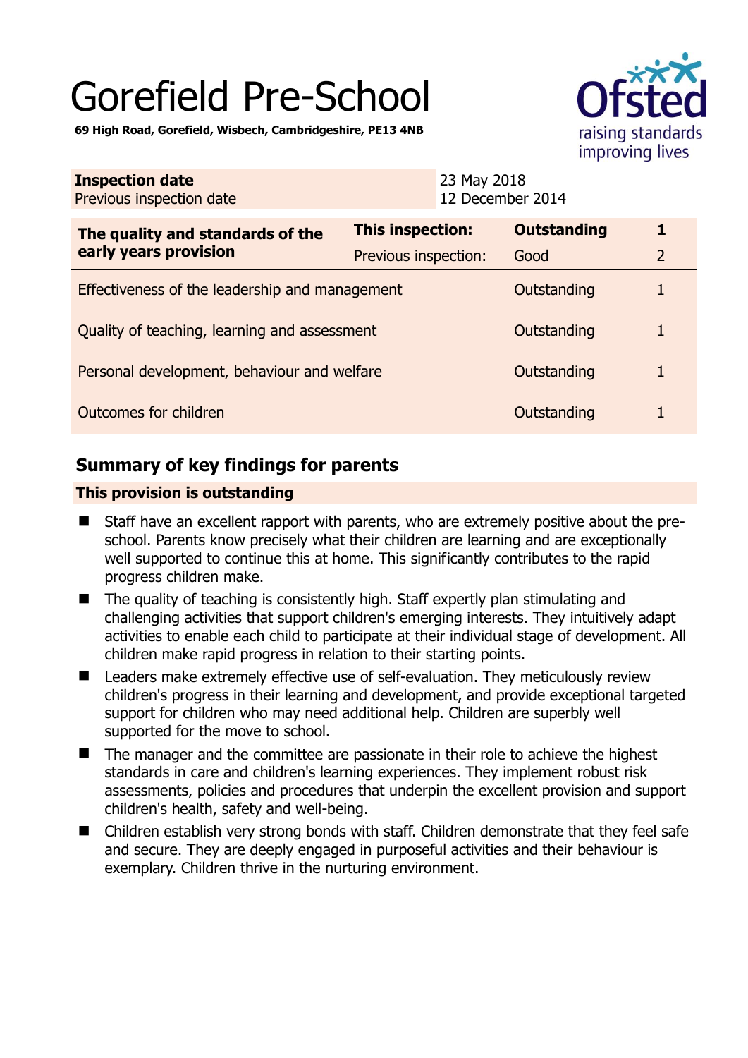# Gorefield Pre-School

**69 High Road, Gorefield, Wisbech, Cambridgeshire, PE13 4NB**

| **Inspection date** | 23 May 2018 |
|---|---|
| Previous inspection date | 12 December 2014 |

| **The quality and standards of the early years provision** | **This inspection:** | **Outstanding** | **1** |
|---|---|---|---|
| | Previous inspection: | Good | 2 |
| Effectiveness of the leadership and management | | Outstanding | 1 |
| Quality of teaching, learning and assessment | | Outstanding | 1 |
| Personal development, behaviour and welfare | | Outstanding | 1 |
| Outcomes for children | | Outstanding | 1 |

## Summary of key findings for parents

**This provision is outstanding**

- Staff have an excellent rapport with parents, who are extremely positive about the pre-school. Parents know precisely what their children are learning and are exceptionally well supported to continue this at home. This significantly contributes to the rapid progress children make.
- The quality of teaching is consistently high. Staff expertly plan stimulating and challenging activities that support children's emerging interests. They intuitively adapt activities to enable each child to participate at their individual stage of development. All children make rapid progress in relation to their starting points.
- Leaders make extremely effective use of self-evaluation. They meticulously review children's progress in their learning and development, and provide exceptional targeted support for children who may need additional help. Children are superbly well supported for the move to school.
- The manager and the committee are passionate in their role to achieve the highest standards in care and children's learning experiences. They implement robust risk assessments, policies and procedures that underpin the excellent provision and support children's health, safety and well-being.
- Children establish very strong bonds with staff. Children demonstrate that they feel safe and secure. They are deeply engaged in purposeful activities and their behaviour is exemplary. Children thrive in the nurturing environment.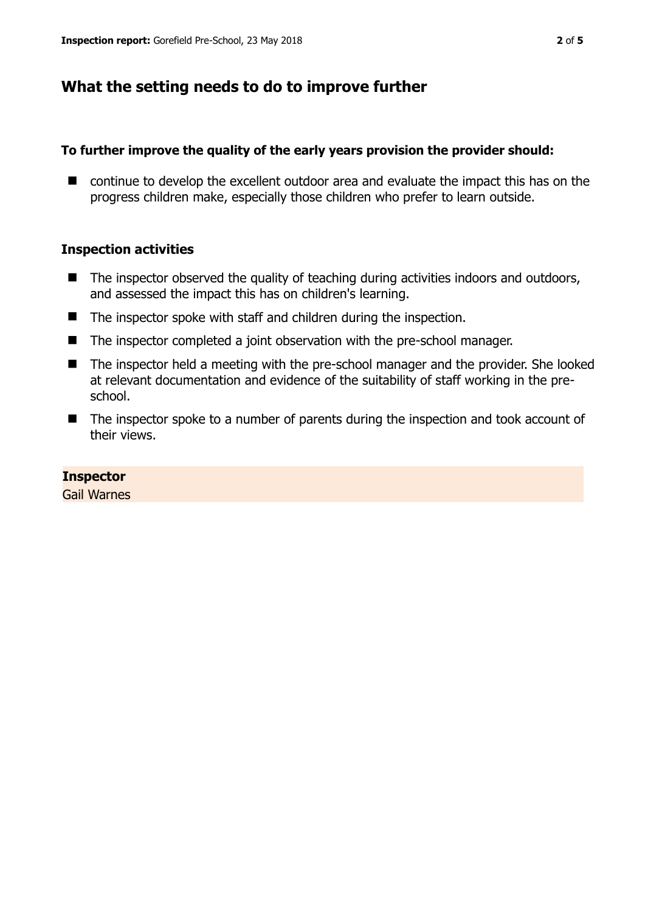## What the setting needs to do to improve further

**To further improve the quality of the early years provision the provider should:**

- continue to develop the excellent outdoor area and evaluate the impact this has on the progress children make, especially those children who prefer to learn outside.

### Inspection activities

- The inspector observed the quality of teaching during activities indoors and outdoors, and assessed the impact this has on children's learning.
- The inspector spoke with staff and children during the inspection.
- The inspector completed a joint observation with the pre-school manager.
- The inspector held a meeting with the pre-school manager and the provider. She looked at relevant documentation and evidence of the suitability of staff working in the pre-school.
- The inspector spoke to a number of parents during the inspection and took account of their views.

**Inspector**
Gail Warnes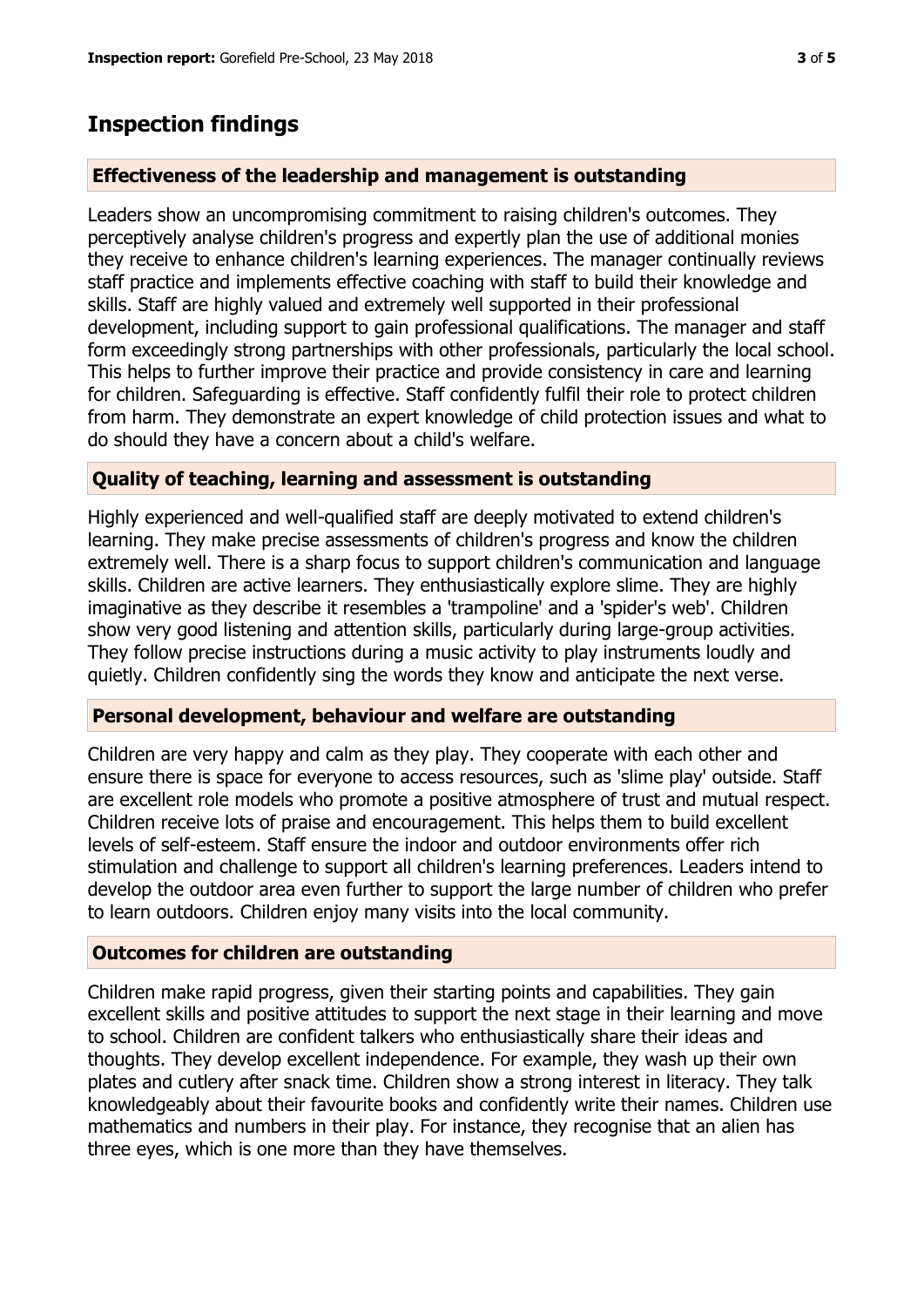## Inspection findings

### Effectiveness of the leadership and management is outstanding

Leaders show an uncompromising commitment to raising children's outcomes. They perceptively analyse children's progress and expertly plan the use of additional monies they receive to enhance children's learning experiences. The manager continually reviews staff practice and implements effective coaching with staff to build their knowledge and skills. Staff are highly valued and extremely well supported in their professional development, including support to gain professional qualifications. The manager and staff form exceedingly strong partnerships with other professionals, particularly the local school. This helps to further improve their practice and provide consistency in care and learning for children. Safeguarding is effective. Staff confidently fulfil their role to protect children from harm. They demonstrate an expert knowledge of child protection issues and what to do should they have a concern about a child's welfare.

### Quality of teaching, learning and assessment is outstanding

Highly experienced and well-qualified staff are deeply motivated to extend children's learning. They make precise assessments of children's progress and know the children extremely well. There is a sharp focus to support children's communication and language skills. Children are active learners. They enthusiastically explore slime. They are highly imaginative as they describe it resembles a 'trampoline' and a 'spider's web'. Children show very good listening and attention skills, particularly during large-group activities. They follow precise instructions during a music activity to play instruments loudly and quietly. Children confidently sing the words they know and anticipate the next verse.

### Personal development, behaviour and welfare are outstanding

Children are very happy and calm as they play. They cooperate with each other and ensure there is space for everyone to access resources, such as 'slime play' outside. Staff are excellent role models who promote a positive atmosphere of trust and mutual respect. Children receive lots of praise and encouragement. This helps them to build excellent levels of self-esteem. Staff ensure the indoor and outdoor environments offer rich stimulation and challenge to support all children's learning preferences. Leaders intend to develop the outdoor area even further to support the large number of children who prefer to learn outdoors. Children enjoy many visits into the local community.

### Outcomes for children are outstanding

Children make rapid progress, given their starting points and capabilities. They gain excellent skills and positive attitudes to support the next stage in their learning and move to school. Children are confident talkers who enthusiastically share their ideas and thoughts. They develop excellent independence. For example, they wash up their own plates and cutlery after snack time. Children show a strong interest in literacy. They talk knowledgeably about their favourite books and confidently write their names. Children use mathematics and numbers in their play. For instance, they recognise that an alien has three eyes, which is one more than they have themselves.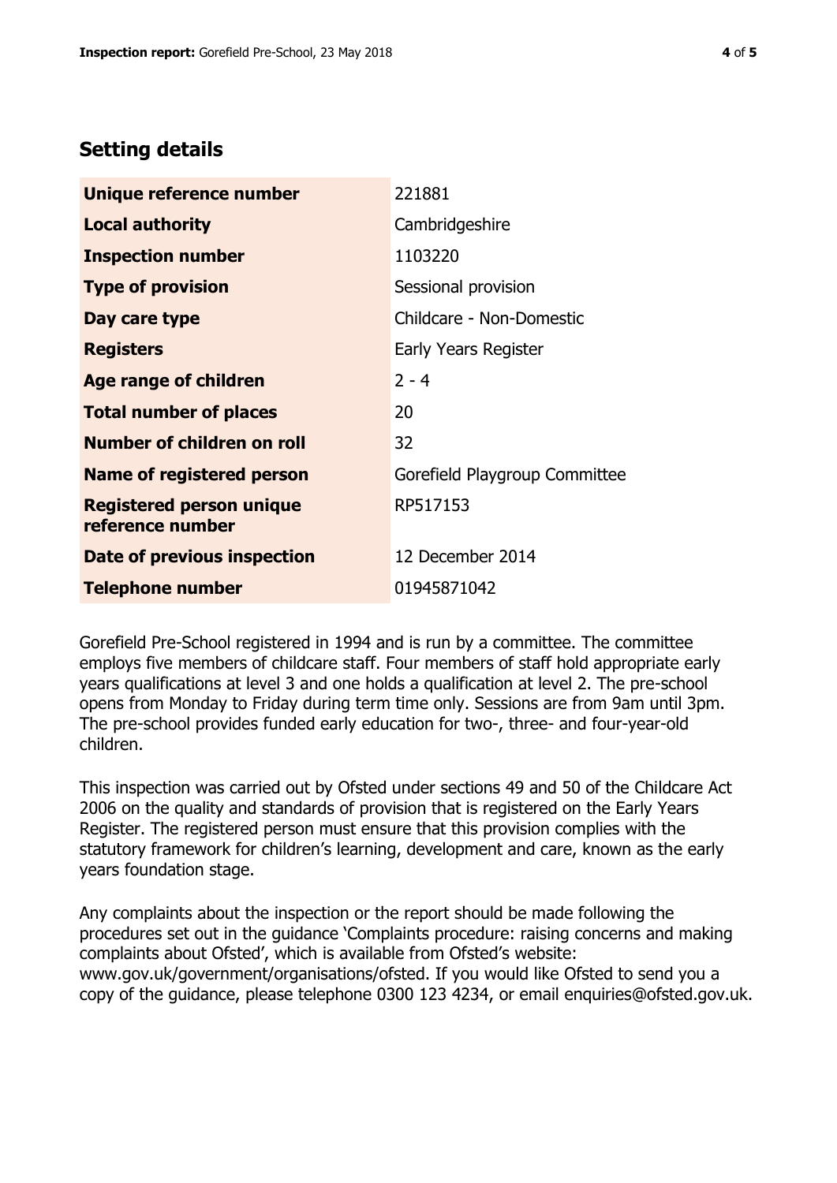## Setting details

| | |
|---|---|
| **Unique reference number** | 221881 |
| **Local authority** | Cambridgeshire |
| **Inspection number** | 1103220 |
| **Type of provision** | Sessional provision |
| **Day care type** | Childcare - Non-Domestic |
| **Registers** | Early Years Register |
| **Age range of children** | 2 - 4 |
| **Total number of places** | 20 |
| **Number of children on roll** | 32 |
| **Name of registered person** | Gorefield Playgroup Committee |
| **Registered person unique reference number** | RP517153 |
| **Date of previous inspection** | 12 December 2014 |
| **Telephone number** | 01945871042 |

Gorefield Pre-School registered in 1994 and is run by a committee. The committee employs five members of childcare staff. Four members of staff hold appropriate early years qualifications at level 3 and one holds a qualification at level 2. The pre-school opens from Monday to Friday during term time only. Sessions are from 9am until 3pm. The pre-school provides funded early education for two-, three- and four-year-old children.

This inspection was carried out by Ofsted under sections 49 and 50 of the Childcare Act 2006 on the quality and standards of provision that is registered on the Early Years Register. The registered person must ensure that this provision complies with the statutory framework for children's learning, development and care, known as the early years foundation stage.

Any complaints about the inspection or the report should be made following the procedures set out in the guidance 'Complaints procedure: raising concerns and making complaints about Ofsted', which is available from Ofsted's website: www.gov.uk/government/organisations/ofsted. If you would like Ofsted to send you a copy of the guidance, please telephone 0300 123 4234, or email enquiries@ofsted.gov.uk.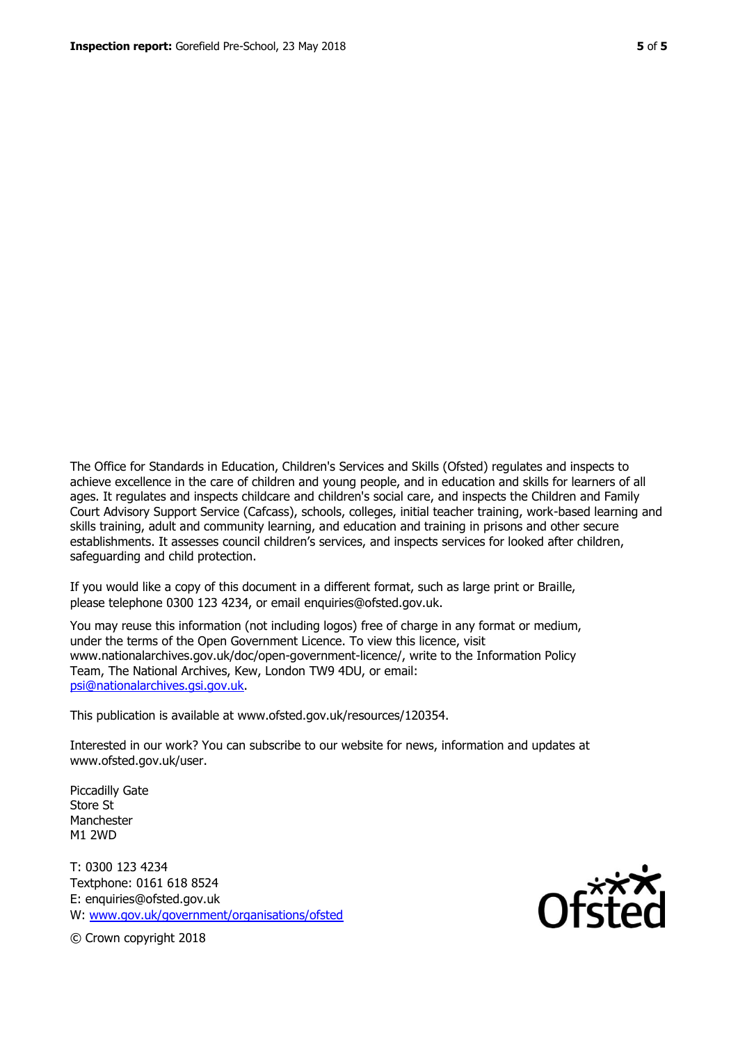The Office for Standards in Education, Children's Services and Skills (Ofsted) regulates and inspects to achieve excellence in the care of children and young people, and in education and skills for learners of all ages. It regulates and inspects childcare and children's social care, and inspects the Children and Family Court Advisory Support Service (Cafcass), schools, colleges, initial teacher training, work-based learning and skills training, adult and community learning, and education and training in prisons and other secure establishments. It assesses council children's services, and inspects services for looked after children, safeguarding and child protection.

If you would like a copy of this document in a different format, such as large print or Braille, please telephone 0300 123 4234, or email enquiries@ofsted.gov.uk.

You may reuse this information (not including logos) free of charge in any format or medium, under the terms of the Open Government Licence. To view this licence, visit www.nationalarchives.gov.uk/doc/open-government-licence/, write to the Information Policy Team, The National Archives, Kew, London TW9 4DU, or email: psi@nationalarchives.gsi.gov.uk.

This publication is available at www.ofsted.gov.uk/resources/120354.

Interested in our work? You can subscribe to our website for news, information and updates at www.ofsted.gov.uk/user.

Piccadilly Gate
Store St
Manchester
M1 2WD

T: 0300 123 4234
Textphone: 0161 618 8524
E: enquiries@ofsted.gov.uk
W: www.gov.uk/government/organisations/ofsted

© Crown copyright 2018